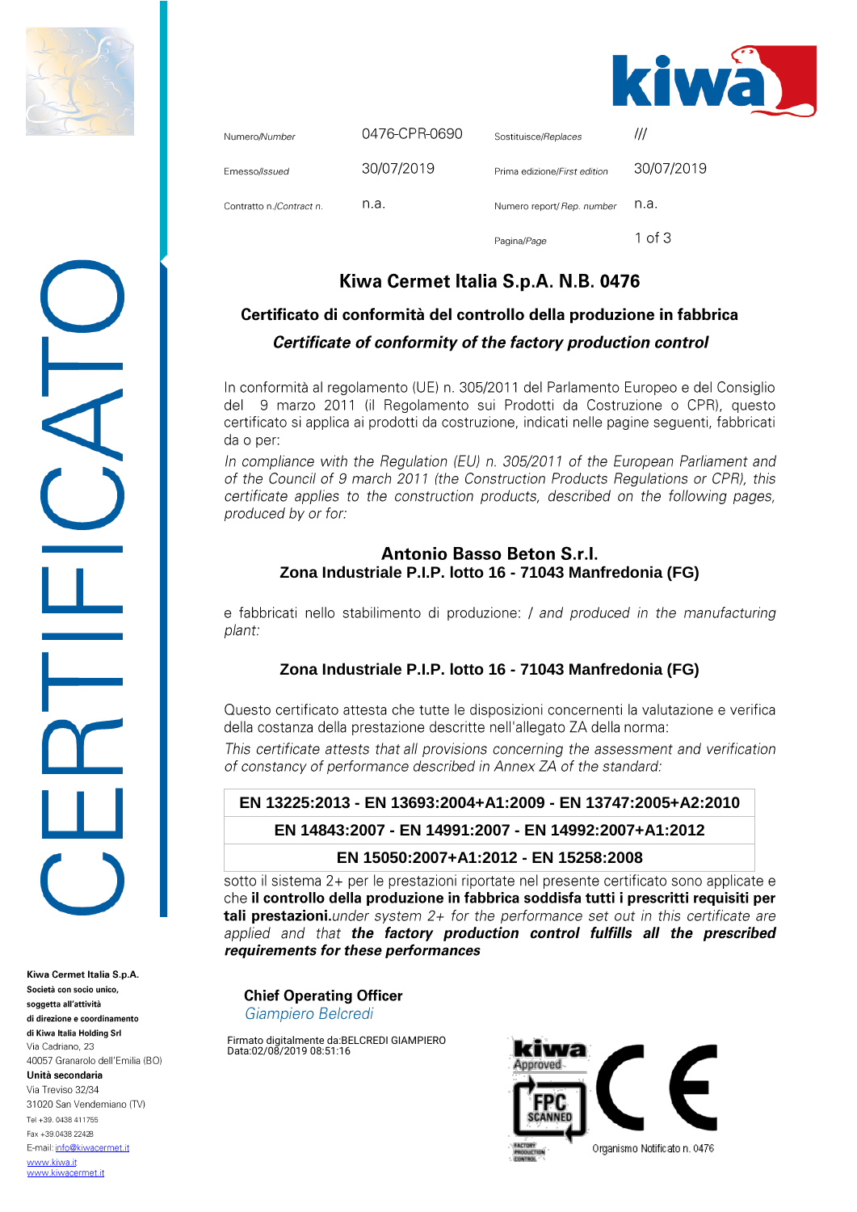| Numero/*Number* | 0476-CPR-0690 | Sostituisce/*Replaces* | /// |
|---|---|---|---|
| Emesso/*Issued* | 30/07/2019 | Prima edizione/*First edition* | 30/07/2019 |
| Contratto n./*Contract n.* | n.a. | Numero report/ *Rep. number* | n.a. |

# Kiwa Cermet Italia S.p.A. N.B. 0476

## Certificato di conformità del controllo della produzione in fabbrica

## *Certificate of conformity of the factory production control*

In conformità al regolamento (UE) n. 305/2011 del Parlamento Europeo e del Consiglio del 9 marzo 2011 (il Regolamento sui Prodotti da Costruzione o CPR), questo certificato si applica ai prodotti da costruzione, indicati nelle pagine seguenti, fabbricati da o per:

*In compliance with the Regulation (EU) n. 305/2011 of the European Parliament and of the Council of 9 march 2011 (the Construction Products Regulations or CPR), this certificate applies to the construction products, described on the following pages, produced by or for:*

**Antonio Basso Beton S.r.l.**
**Zona Industriale P.I.P. lotto 16 - 71043 Manfredonia (FG)**

e fabbricati nello stabilimento di produzione: / *and produced in the manufacturing plant:*

**Zona Industriale P.I.P. lotto 16 - 71043 Manfredonia (FG)**

Questo certificato attesta che tutte le disposizioni concernenti la valutazione e verifica della costanza della prestazione descritte nell'allegato ZA della norma:

*This certificate attests that all provisions concerning the assessment and verification of constancy of performance described in Annex ZA of the standard:*

| **EN 13225:2013 - EN 13693:2004+A1:2009 - EN 13747:2005+A2:2010** |
|---|
| **EN 14843:2007 - EN 14991:2007 - EN 14992:2007+A1:2012** |
| **EN 15050:2007+A1:2012 - EN 15258:2008** |

sotto il sistema 2+ per le prestazioni riportate nel presente certificato sono applicate e che **il controllo della produzione in fabbrica soddisfa tutti i prescritti requisiti per tali prestazioni.** *under system 2+ for the performance set out in this certificate are applied and that* ***the factory production control fulfills all the prescribed requirements for these performances***

**Chief Operating Officer**
*Giampiero Belcredi*

Firmato digitalmente da:BELCREDI GIAMPIERO
Data:02/08/2019 08:51:16

Organismo Notificato n. 0476

**Kiwa Cermet Italia S.p.A.**
**Società con socio unico, soggetta all'attività di direzione e coordinamento di Kiwa Italia Holding Srl**
Via Cadriano, 23
40057 Granarolo dell'Emilia (BO)
**Unità secondaria**
Via Treviso 32/34
31020 San Vendemiano (TV)
Tel +39. 0438 411755
Fax +39.0438 22428
E-mail: info@kiwacermet.it
www.kiwa.it
www.kiwacermet.it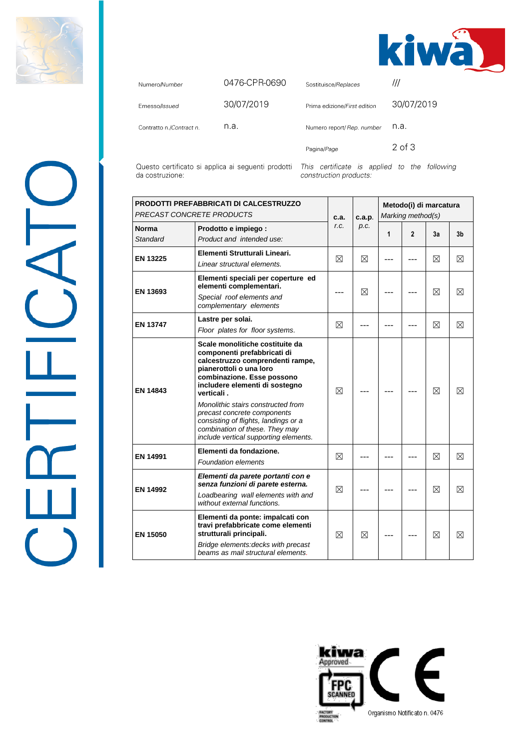| | | | |
|---|---|---|---|
| Numero/*Number* | 0476-CPR-0690 | Sostituisce/*Replaces* | /// |
| Emesso/*Issued* | 30/07/2019 | Prima edizione/*First edition* | 30/07/2019 |
| Contratto n./*Contract n.* | n.a. | Numero report/ *Rep. number* | n.a. |
| | | Pagina/*Page* | 2 of 3 |

Questo certificato si applica ai seguenti prodotti da costruzione:

*This certificate is applied to the following construction products:*

| **PRODOTTI PREFABBRICATI DI CALCESTRUZZO** *PRECAST CONCRETE PRODUCTS* | | **c.a.** *r.c.* | **c.a.p.** *p.c.* | **Metodo(i) di marcatura** *Marking method(s)* | | | |
|---|---|---|---|---|---|---|---|
| **Norma** *Standard* | **Prodotto e impiego :** *Product and intended use:* | | | **1** | **2** | **3a** | **3b** |
| **EN 13225** | **Elementi Strutturali Lineari.** *Linear structural elements.* | ☒ | ☒ | --- | --- | ☒ | ☒ |
| **EN 13693** | **Elementi speciali per coperture ed elementi complementari.** *Special roof elements and complementary elements* | --- | ☒ | --- | --- | ☒ | ☒ |
| **EN 13747** | **Lastre per solai.** *Floor plates for floor systems.* | ☒ | --- | --- | --- | ☒ | ☒ |
| **EN 14843** | **Scale monolitiche costituite da componenti prefabbricati di calcestruzzo comprendenti rampe, pianerottoli o una loro combinazione. Esse possono includere elementi di sostegno verticali .** *Monolithic stairs constructed from precast concrete components consisting of flights, landings or a combination of these. They may include vertical supporting elements.* | ☒ | --- | --- | --- | ☒ | ☒ |
| **EN 14991** | **Elementi da fondazione.** *Foundation elements* | ☒ | --- | --- | --- | ☒ | ☒ |
| **EN 14992** | ***Elementi da parete portanti con e senza funzioni di parete esterna.*** *Loadbearing wall elements with and without external functions.* | ☒ | --- | --- | --- | ☒ | ☒ |
| **EN 15050** | **Elementi da ponte: impalcati con travi prefabbricate come elementi strutturali principali.** *Bridge elements:decks with precast beams as mail structural elements.* | ☒ | ☒ | --- | --- | ☒ | ☒ |

Organismo Notificato n. 0476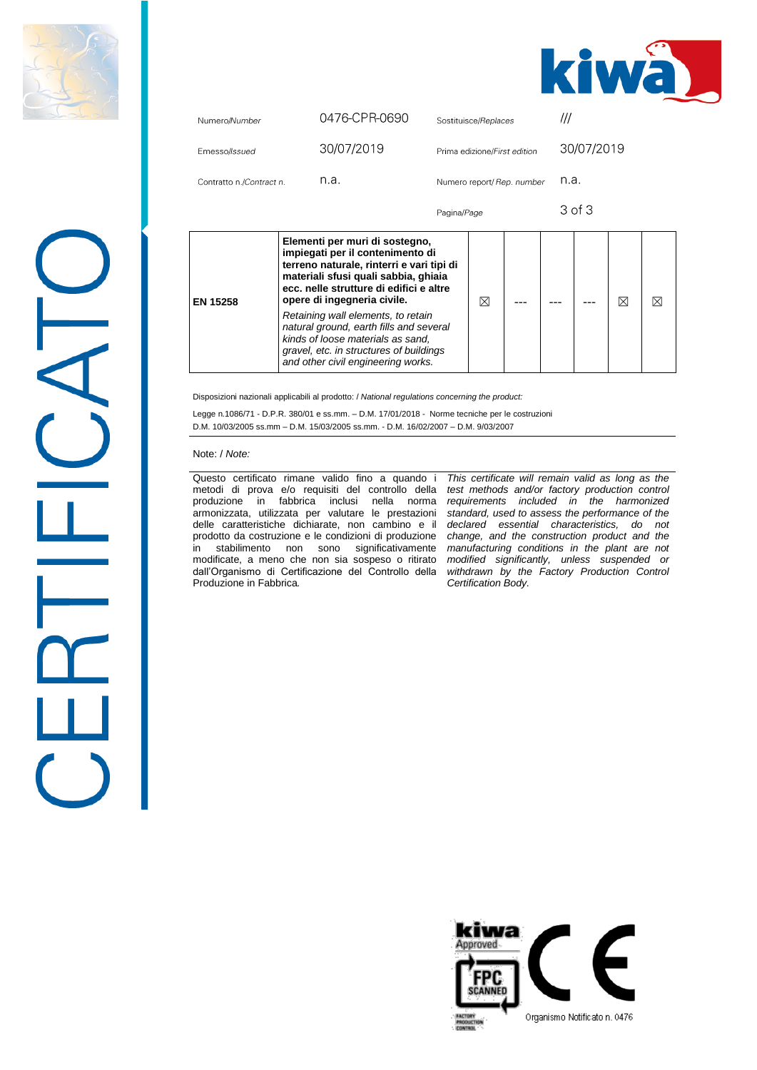| | | | |
|---|---|---|---|
| Numero/*Number* | 0476-CPR-0690 | Sostituisce/*Replaces* | /// |
| Emesso/*Issued* | 30/07/2019 | Prima edizione/*First edition* | 30/07/2019 |
| Contratto n./*Contract n.* | n.a. | Numero report/ *Rep. number* | n.a. |

| | | | | | | | |
|---|---|---|---|---|---|---|---|
| **EN 15258** | **Elementi per muri di sostegno, impiegati per il contenimento di terreno naturale, rinterri e vari tipi di materiali sfusi quali sabbia, ghiaia ecc. nelle strutture di edifici e altre opere di ingegneria civile.** *Retaining wall elements, to retain natural ground, earth fills and several kinds of loose materials as sand, gravel, etc. in structures of buildings and other civil engineering works.* | ☒ | --- | --- | --- | ☒ | ☒ |

Disposizioni nazionali applicabili al prodotto: / *National regulations concerning the product:*

Legge n.1086/71 - D.P.R. 380/01 e ss.mm. – D.M. 17/01/2018 - Norme tecniche per le costruzioni
D.M. 10/03/2005 ss.mm – D.M. 15/03/2005 ss.mm. - D.M. 16/02/2007 – D.M. 9/03/2007

Note: / *Note:*

Questo certificato rimane valido fino a quando i metodi di prova e/o requisiti del controllo della produzione in fabbrica inclusi nella norma armonizzata, utilizzata per valutare le prestazioni delle caratteristiche dichiarate, non cambino e il prodotto da costruzione e le condizioni di produzione in stabilimento non sono significativamente modificate, a meno che non sia sospeso o ritirato dall'Organismo di Certificazione del Controllo della Produzione in Fabbrica.

*This certificate will remain valid as long as the test methods and/or factory production control requirements included in the harmonized standard, used to assess the performance of the declared essential characteristics, do not change, and the construction product and the manufacturing conditions in the plant are not modified significantly, unless suspended or withdrawn by the Factory Production Control Certification Body.*

Organismo Notificato n. 0476